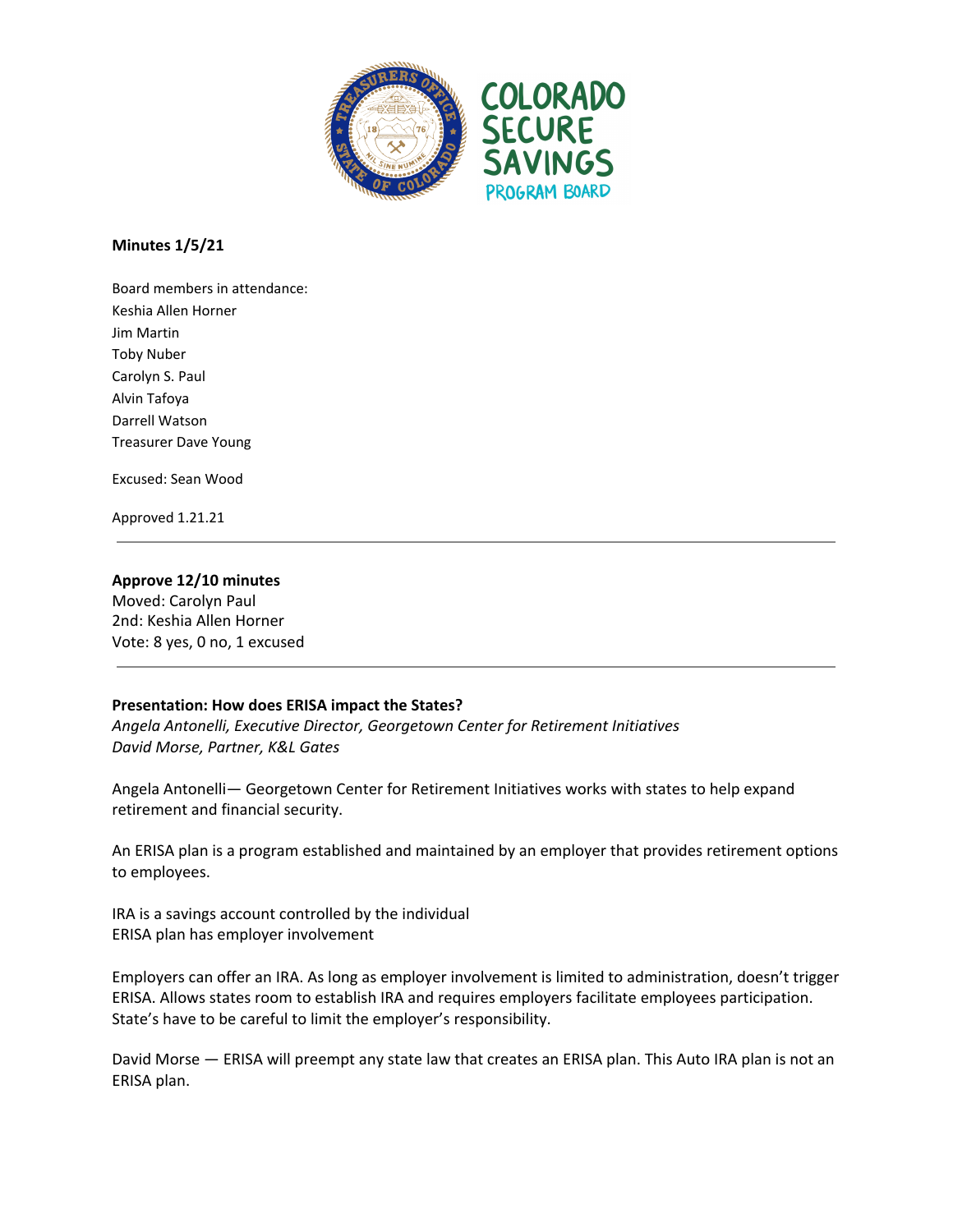COLORADO SECURE SAVINGS PROGRAM BOARD

**Minutes 1/5/21**

Board members in attendance:
Keshia Allen Horner
Jim Martin
Toby Nuber
Carolyn S. Paul
Alvin Tafoya
Darrell Watson
Treasurer Dave Young

Excused: Sean Wood

Approved 1.21.21

---

**Approve 12/10 minutes**
Moved: Carolyn Paul
2nd: Keshia Allen Horner
Vote: 8 yes, 0 no, 1 excused

---

**Presentation: How does ERISA impact the States?**
*Angela Antonelli, Executive Director, Georgetown Center for Retirement Initiatives*
*David Morse, Partner, K&L Gates*

Angela Antonelli— Georgetown Center for Retirement Initiatives works with states to help expand retirement and financial security.

An ERISA plan is a program established and maintained by an employer that provides retirement options to employees.

IRA is a savings account controlled by the individual
ERISA plan has employer involvement

Employers can offer an IRA. As long as employer involvement is limited to administration, doesn't trigger ERISA. Allows states room to establish IRA and requires employers facilitate employees participation. State's have to be careful to limit the employer's responsibility.

David Morse — ERISA will preempt any state law that creates an ERISA plan. This Auto IRA plan is not an ERISA plan.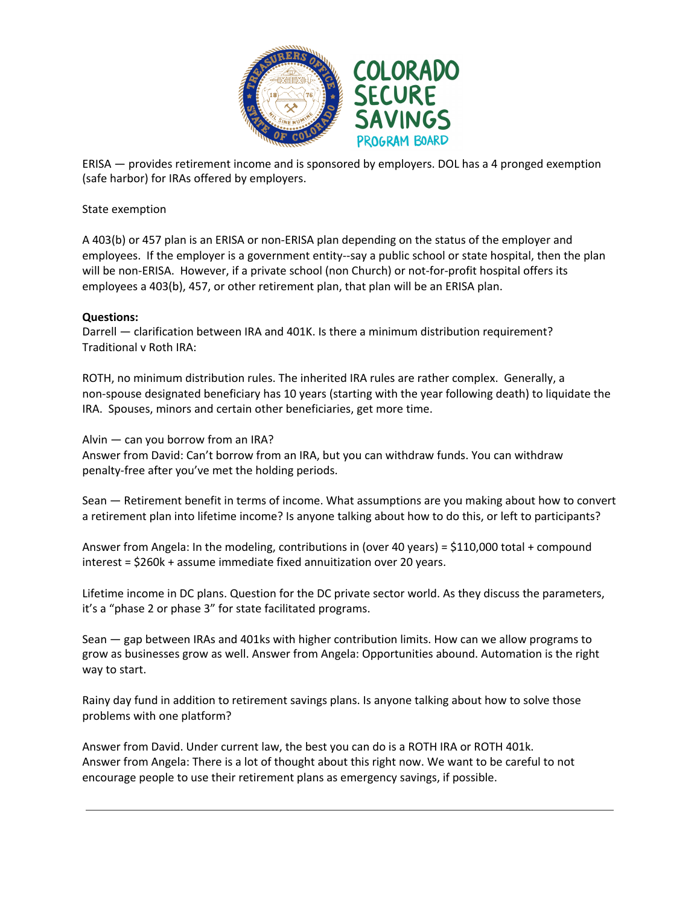ERISA — provides retirement income and is sponsored by employers. DOL has a 4 pronged exemption (safe harbor) for IRAs offered by employers.

State exemption

A 403(b) or 457 plan is an ERISA or non-ERISA plan depending on the status of the employer and employees. If the employer is a government entity--say a public school or state hospital, then the plan will be non-ERISA. However, if a private school (non Church) or not-for-profit hospital offers its employees a 403(b), 457, or other retirement plan, that plan will be an ERISA plan.

**Questions:**

Darrell — clarification between IRA and 401K. Is there a minimum distribution requirement? Traditional v Roth IRA:

ROTH, no minimum distribution rules. The inherited IRA rules are rather complex. Generally, a non-spouse designated beneficiary has 10 years (starting with the year following death) to liquidate the IRA. Spouses, minors and certain other beneficiaries, get more time.

Alvin — can you borrow from an IRA?
Answer from David: Can't borrow from an IRA, but you can withdraw funds. You can withdraw penalty-free after you've met the holding periods.

Sean — Retirement benefit in terms of income. What assumptions are you making about how to convert a retirement plan into lifetime income? Is anyone talking about how to do this, or left to participants?

Answer from Angela: In the modeling, contributions in (over 40 years) = $110,000 total + compound interest = $260k + assume immediate fixed annuitization over 20 years.

Lifetime income in DC plans. Question for the DC private sector world. As they discuss the parameters, it's a "phase 2 or phase 3" for state facilitated programs.

Sean — gap between IRAs and 401ks with higher contribution limits. How can we allow programs to grow as businesses grow as well. Answer from Angela: Opportunities abound. Automation is the right way to start.

Rainy day fund in addition to retirement savings plans. Is anyone talking about how to solve those problems with one platform?

Answer from David. Under current law, the best you can do is a ROTH IRA or ROTH 401k.
Answer from Angela: There is a lot of thought about this right now. We want to be careful to not encourage people to use their retirement plans as emergency savings, if possible.

---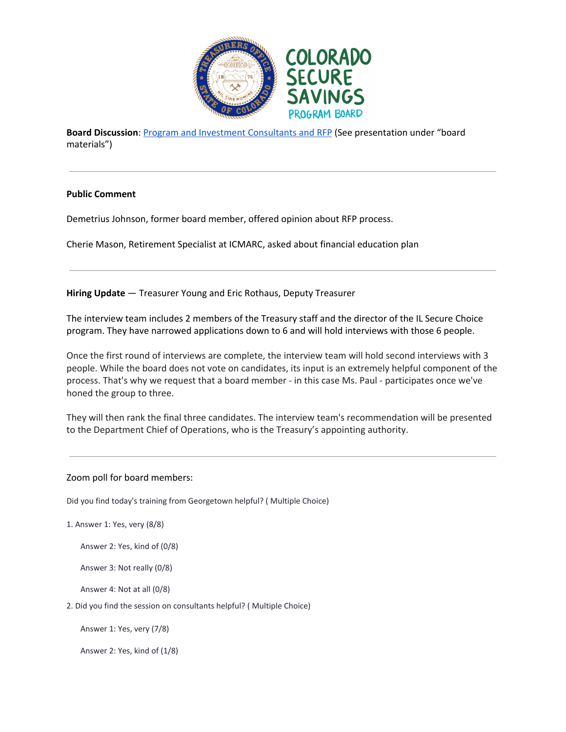**Board Discussion**: [Program and Investment Consultants and RFP]() (See presentation under "board materials")

---

**Public Comment**

Demetrius Johnson, former board member, offered opinion about RFP process.

Cherie Mason, Retirement Specialist at ICMARC, asked about financial education plan

---

**Hiring Update** — Treasurer Young and Eric Rothaus, Deputy Treasurer

The interview team includes 2 members of the Treasury staff and the director of the IL Secure Choice program. They have narrowed applications down to 6 and will hold interviews with those 6 people.

Once the first round of interviews are complete, the interview team will hold second interviews with 3 people. While the board does not vote on candidates, its input is an extremely helpful component of the process. That's why we request that a board member - in this case Ms. Paul - participates once we've honed the group to three.

They will then rank the final three candidates. The interview team's recommendation will be presented to the Department Chief of Operations, who is the Treasury's appointing authority.

---

Zoom poll for board members:

Did you find today's training from Georgetown helpful? ( Multiple Choice)

1. Answer 1: Yes, very (8/8)

   Answer 2: Yes, kind of (0/8)

   Answer 3: Not really (0/8)

   Answer 4: Not at all (0/8)

2. Did you find the session on consultants helpful? ( Multiple Choice)

   Answer 1: Yes, very (7/8)

   Answer 2: Yes, kind of (1/8)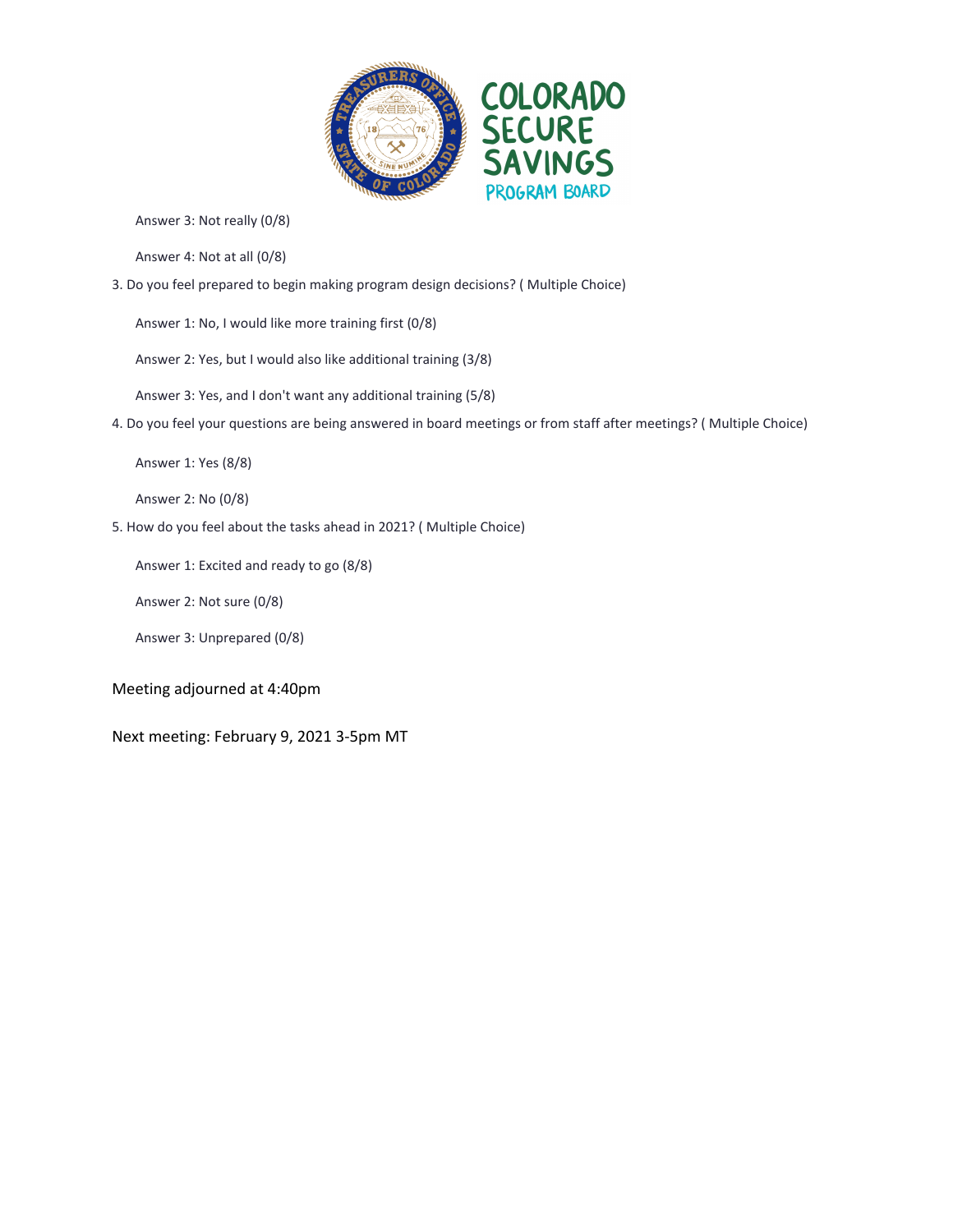Answer 3: Not really (0/8)

Answer 4: Not at all (0/8)

3. Do you feel prepared to begin making program design decisions? ( Multiple Choice)

   Answer 1: No, I would like more training first (0/8)

   Answer 2: Yes, but I would also like additional training (3/8)

   Answer 3: Yes, and I don't want any additional training (5/8)

4. Do you feel your questions are being answered in board meetings or from staff after meetings? ( Multiple Choice)

   Answer 1: Yes (8/8)

   Answer 2: No (0/8)

5. How do you feel about the tasks ahead in 2021? ( Multiple Choice)

   Answer 1: Excited and ready to go (8/8)

   Answer 2: Not sure (0/8)

   Answer 3: Unprepared (0/8)

Meeting adjourned at 4:40pm

Next meeting: February 9, 2021 3-5pm MT